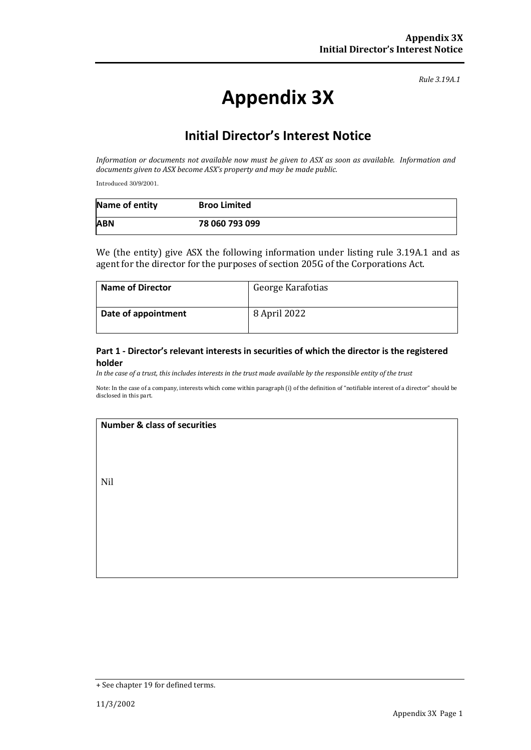*Rule 3.19A.1*

# Appendix 3X

## Initial Director's Interest Notice

*Information or documents not available now must be given to ASX as soon as available. Information and documents given to ASX become ASX's property and may be made public.*

Introduced 30/9/2001.

| Name of entity | Broo Limited |
|---|---|
| ABN | 78 060 793 099 |

We (the entity) give ASX the following information under listing rule 3.19A.1 and as agent for the director for the purposes of section 205G of the Corporations Act.

| Name of Director | George Karafotias |
|---|---|
| Date of appointment | 8 April 2022 |

### Part 1 - Director's relevant interests in securities of which the director is the registered holder

*In the case of a trust, this includes interests in the trust made available by the responsible entity of the trust*

Note: In the case of a company, interests which come within paragraph (i) of the definition of "notifiable interest of a director" should be disclosed in this part.

| Number & class of securities |
|---|
| Nil |

+ See chapter 19 for defined terms.

11/3/2002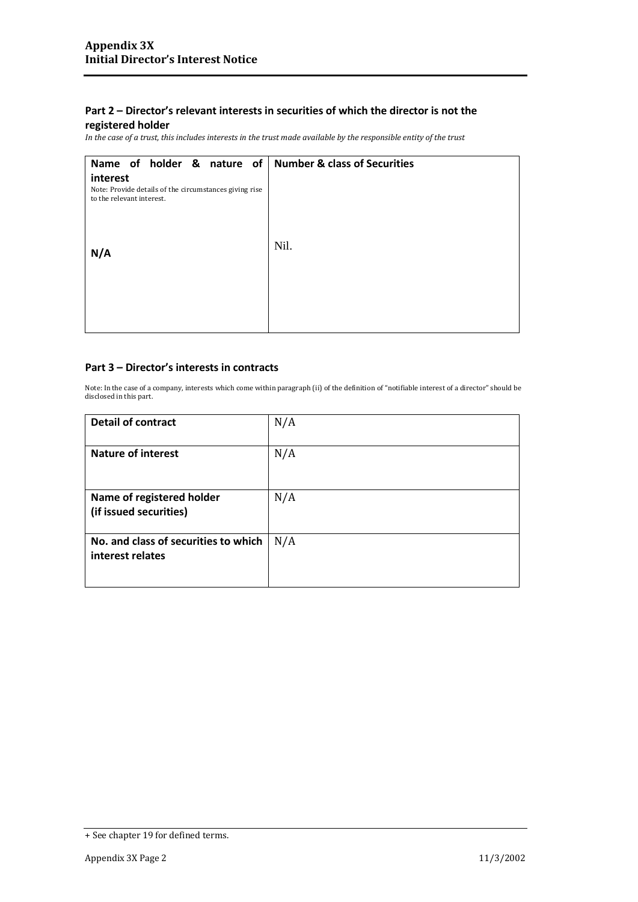## Part 2 – Director's relevant interests in securities of which the director is not the registered holder

*In the case of a trust, this includes interests in the trust made available by the responsible entity of the trust*

| Name of holder & nature of interest<br>Note: Provide details of the circumstances giving rise to the relevant interest. | Number & class of Securities |
|---|---|
| **N/A** | Nil. |

## Part 3 – Director's interests in contracts

Note: In the case of a company, interests which come within paragraph (ii) of the definition of "notifiable interest of a director" should be disclosed in this part.

| | |
|---|---|
| **Detail of contract** | N/A |
| **Nature of interest** | N/A |
| **Name of registered holder (if issued securities)** | N/A |
| **No. and class of securities to which interest relates** | N/A |

+ See chapter 19 for defined terms.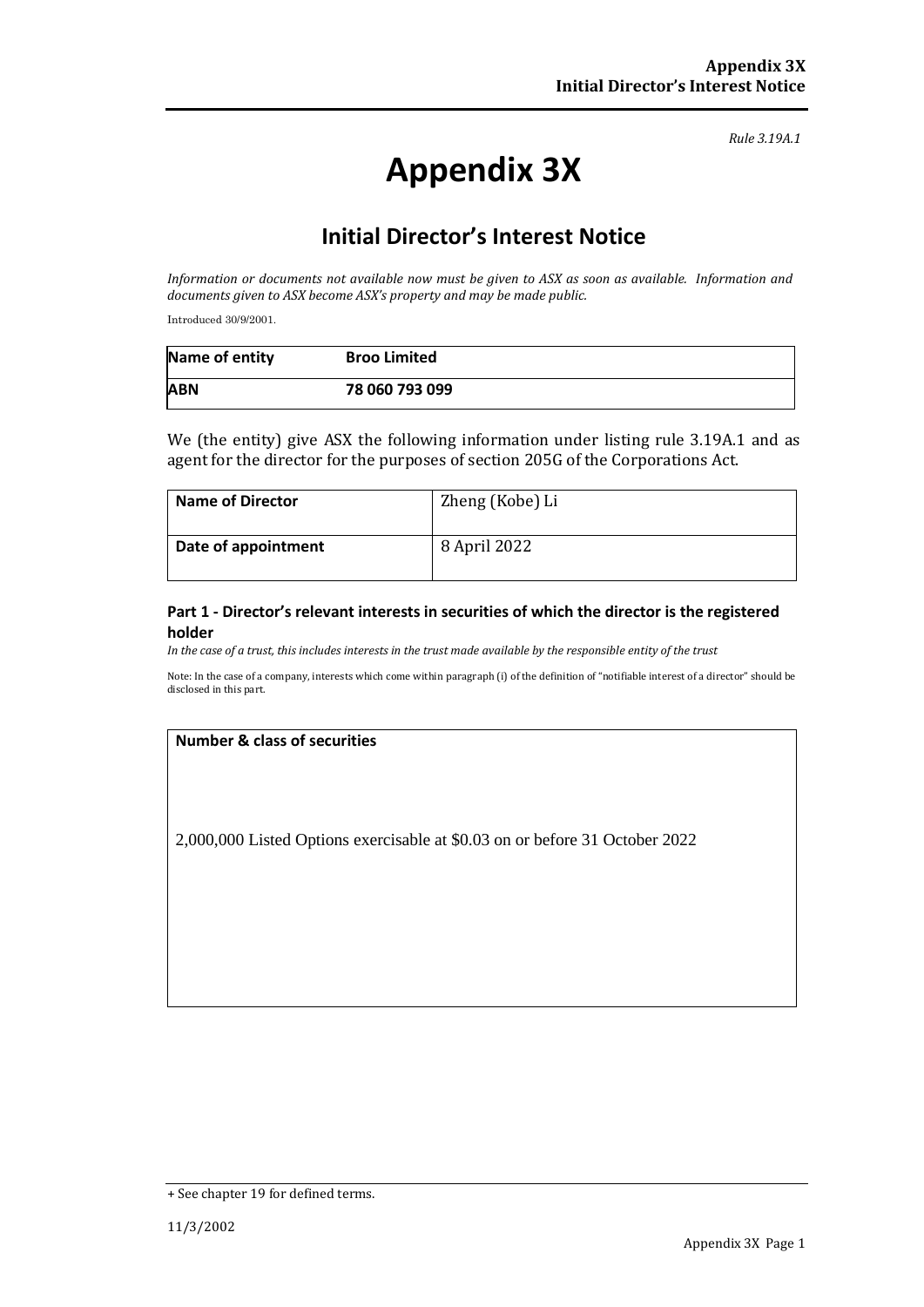*Rule 3.19A.1*

# Appendix 3X

## Initial Director's Interest Notice

*Information or documents not available now must be given to ASX as soon as available. Information and documents given to ASX become ASX's property and may be made public.*

Introduced 30/9/2001.

| **Name of entity** | **Broo Limited** |
|---|---|
| **ABN** | **78 060 793 099** |

We (the entity) give ASX the following information under listing rule 3.19A.1 and as agent for the director for the purposes of section 205G of the Corporations Act.

| **Name of Director** | Zheng (Kobe) Li |
|---|---|
| **Date of appointment** | 8 April 2022 |

### Part 1 - Director's relevant interests in securities of which the director is the registered holder

*In the case of a trust, this includes interests in the trust made available by the responsible entity of the trust*

Note: In the case of a company, interests which come within paragraph (i) of the definition of "notifiable interest of a director" should be disclosed in this part.

| **Number & class of securities** |
|---|
| 2,000,000 Listed Options exercisable at $0.03 on or before 31 October 2022 |

+ See chapter 19 for defined terms.

11/3/2002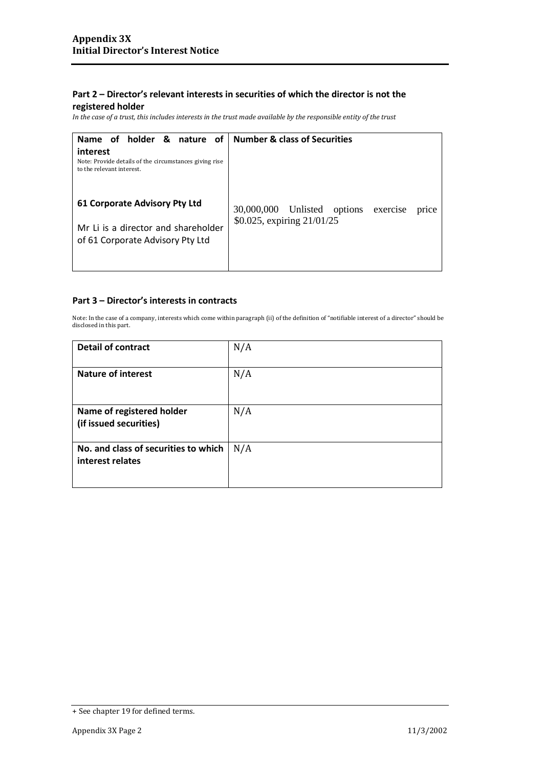## Appendix 3X
## Initial Director's Interest Notice

### Part 2 – Director's relevant interests in securities of which the director is not the registered holder

*In the case of a trust, this includes interests in the trust made available by the responsible entity of the trust*

| Name of holder & nature of interest<br>Note: Provide details of the circumstances giving rise to the relevant interest. | Number & class of Securities |
|---|---|
| **61 Corporate Advisory Pty Ltd**<br><br>Mr Li is a director and shareholder of 61 Corporate Advisory Pty Ltd | 30,000,000 Unlisted options exercise price $0.025, expiring 21/01/25 |

### Part 3 – Director's interests in contracts

Note: In the case of a company, interests which come within paragraph (ii) of the definition of "notifiable interest of a director" should be disclosed in this part.

| | |
|---|---|
| **Detail of contract** | N/A |
| **Nature of interest** | N/A |
| **Name of registered holder (if issued securities)** | N/A |
| **No. and class of securities to which interest relates** | N/A |

+ See chapter 19 for defined terms.